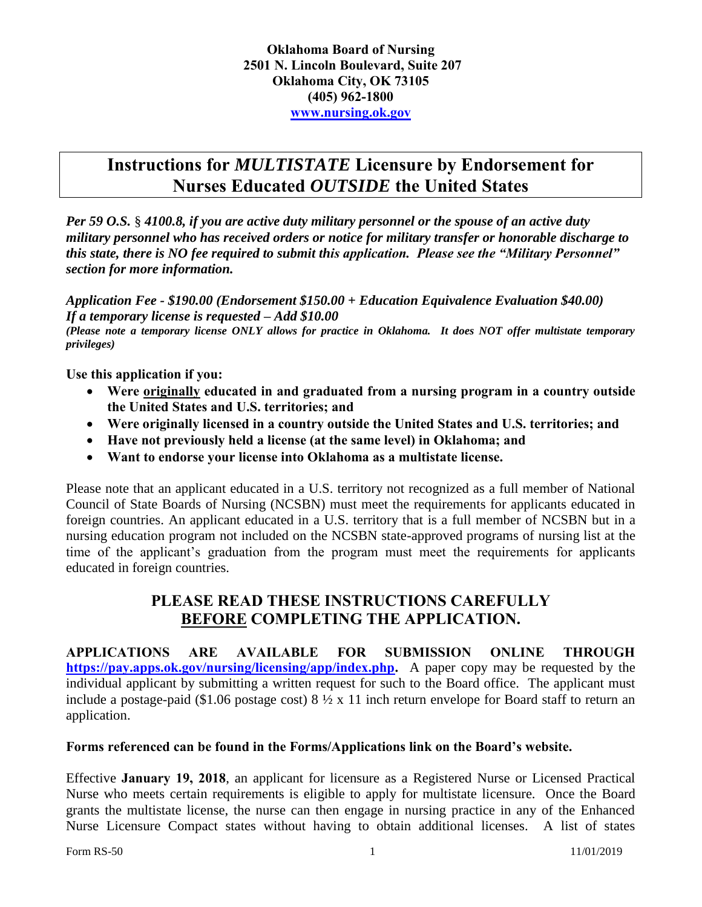**Oklahoma Board of Nursing**
**2501 N. Lincoln Boulevard, Suite 207**
**Oklahoma City, OK 73105**
**(405) 962-1800**
**www.nursing.ok.gov**

# Instructions for *MULTISTATE* Licensure by Endorsement for Nurses Educated *OUTSIDE* the United States

***Per 59 O.S. § 4100.8, if you are active duty military personnel or the spouse of an active duty military personnel who has received orders or notice for military transfer or honorable discharge to this state, there is NO fee required to submit this application. Please see the "Military Personnel" section for more information.***

***Application Fee - $190.00 (Endorsement $150.00 + Education Equivalence Evaluation $40.00)***
***If a temporary license is requested – Add $10.00***
***(Please note a temporary license ONLY allows for practice in Oklahoma. It does NOT offer multistate temporary privileges)***

**Use this application if you:**

- **Were originally educated in and graduated from a nursing program in a country outside the United States and U.S. territories; and**
- **Were originally licensed in a country outside the United States and U.S. territories; and**
- **Have not previously held a license (at the same level) in Oklahoma; and**
- **Want to endorse your license into Oklahoma as a multistate license.**

Please note that an applicant educated in a U.S. territory not recognized as a full member of National Council of State Boards of Nursing (NCSBN) must meet the requirements for applicants educated in foreign countries. An applicant educated in a U.S. territory that is a full member of NCSBN but in a nursing education program not included on the NCSBN state-approved programs of nursing list at the time of the applicant's graduation from the program must meet the requirements for applicants educated in foreign countries.

## PLEASE READ THESE INSTRUCTIONS CAREFULLY BEFORE COMPLETING THE APPLICATION.

**APPLICATIONS ARE AVAILABLE FOR SUBMISSION ONLINE THROUGH https://pay.apps.ok.gov/nursing/licensing/app/index.php.** A paper copy may be requested by the individual applicant by submitting a written request for such to the Board office. The applicant must include a postage-paid ($1.06 postage cost) 8 ½ x 11 inch return envelope for Board staff to return an application.

**Forms referenced can be found in the Forms/Applications link on the Board's website.**

Effective **January 19, 2018**, an applicant for licensure as a Registered Nurse or Licensed Practical Nurse who meets certain requirements is eligible to apply for multistate licensure. Once the Board grants the multistate license, the nurse can then engage in nursing practice in any of the Enhanced Nurse Licensure Compact states without having to obtain additional licenses. A list of states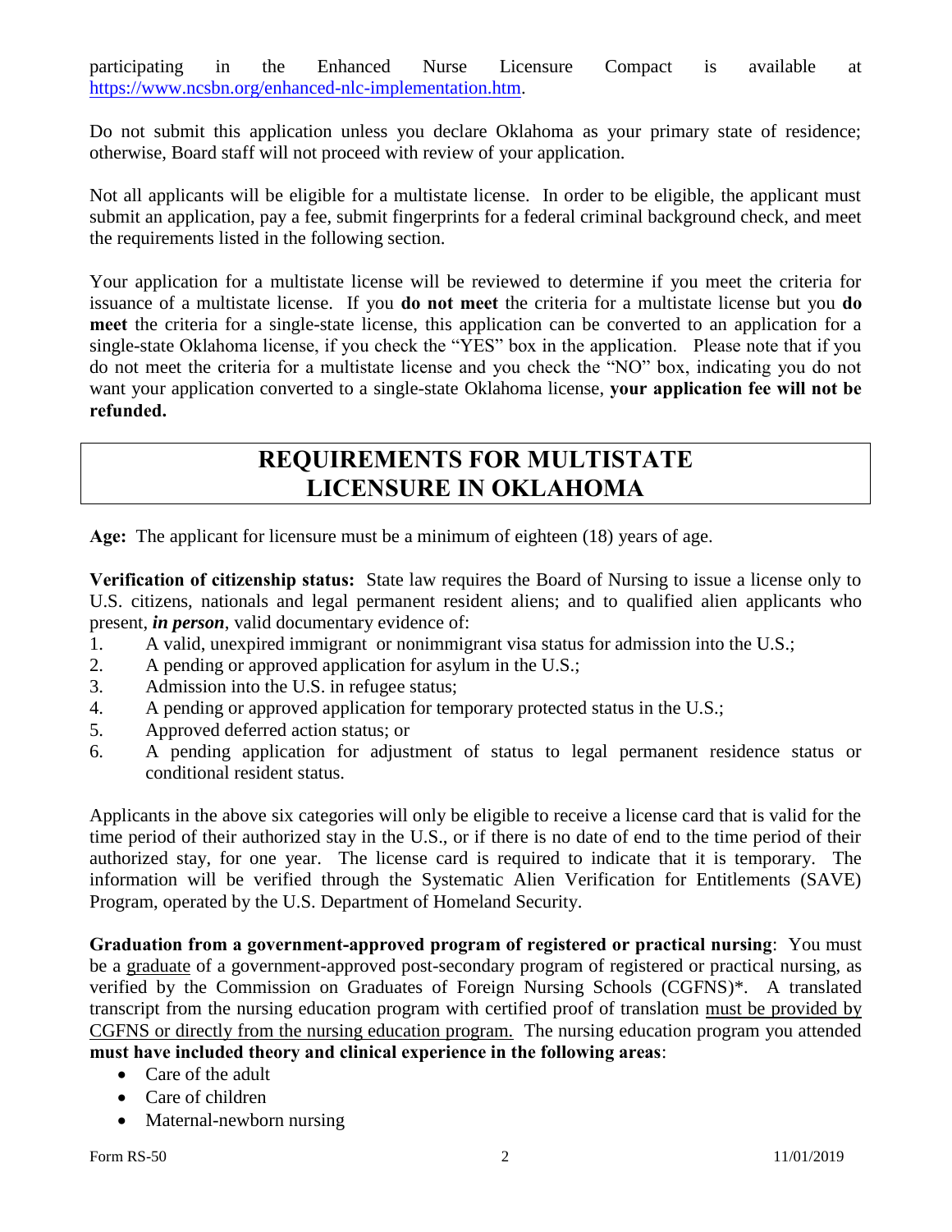participating in the Enhanced Nurse Licensure Compact is available at https://www.ncsbn.org/enhanced-nlc-implementation.htm.

Do not submit this application unless you declare Oklahoma as your primary state of residence; otherwise, Board staff will not proceed with review of your application.

Not all applicants will be eligible for a multistate license. In order to be eligible, the applicant must submit an application, pay a fee, submit fingerprints for a federal criminal background check, and meet the requirements listed in the following section.

Your application for a multistate license will be reviewed to determine if you meet the criteria for issuance of a multistate license. If you **do not meet** the criteria for a multistate license but you **do meet** the criteria for a single-state license, this application can be converted to an application for a single-state Oklahoma license, if you check the "YES" box in the application. Please note that if you do not meet the criteria for a multistate license and you check the "NO" box, indicating you do not want your application converted to a single-state Oklahoma license, **your application fee will not be refunded.**

## REQUIREMENTS FOR MULTISTATE LICENSURE IN OKLAHOMA

**Age:** The applicant for licensure must be a minimum of eighteen (18) years of age.

**Verification of citizenship status:** State law requires the Board of Nursing to issue a license only to U.S. citizens, nationals and legal permanent resident aliens; and to qualified alien applicants who present, ***in person***, valid documentary evidence of:

1. A valid, unexpired immigrant or nonimmigrant visa status for admission into the U.S.;
2. A pending or approved application for asylum in the U.S.;
3. Admission into the U.S. in refugee status;
4. A pending or approved application for temporary protected status in the U.S.;
5. Approved deferred action status; or
6. A pending application for adjustment of status to legal permanent residence status or conditional resident status.

Applicants in the above six categories will only be eligible to receive a license card that is valid for the time period of their authorized stay in the U.S., or if there is no date of end to the time period of their authorized stay, for one year. The license card is required to indicate that it is temporary. The information will be verified through the Systematic Alien Verification for Entitlements (SAVE) Program, operated by the U.S. Department of Homeland Security.

**Graduation from a government-approved program of registered or practical nursing**: You must be a graduate of a government-approved post-secondary program of registered or practical nursing, as verified by the Commission on Graduates of Foreign Nursing Schools (CGFNS)*. A translated transcript from the nursing education program with certified proof of translation must be provided by CGFNS or directly from the nursing education program. The nursing education program you attended **must have included theory and clinical experience in the following areas**:

- Care of the adult
- Care of children
- Maternal-newborn nursing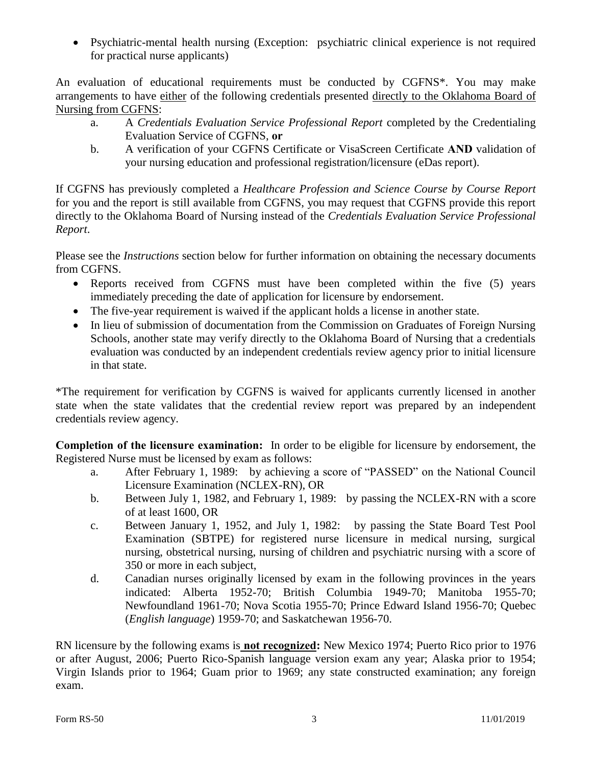- Psychiatric-mental health nursing (Exception: psychiatric clinical experience is not required for practical nurse applicants)

An evaluation of educational requirements must be conducted by CGFNS*. You may make arrangements to have either of the following credentials presented directly to the Oklahoma Board of Nursing from CGFNS:

a. A *Credentials Evaluation Service Professional Report* completed by the Credentialing Evaluation Service of CGFNS, **or**

b. A verification of your CGFNS Certificate or VisaScreen Certificate **AND** validation of your nursing education and professional registration/licensure (eDas report).

If CGFNS has previously completed a *Healthcare Profession and Science Course by Course Report* for you and the report is still available from CGFNS, you may request that CGFNS provide this report directly to the Oklahoma Board of Nursing instead of the *Credentials Evaluation Service Professional Report*.

Please see the *Instructions* section below for further information on obtaining the necessary documents from CGFNS.

- Reports received from CGFNS must have been completed within the five (5) years immediately preceding the date of application for licensure by endorsement.
- The five-year requirement is waived if the applicant holds a license in another state.
- In lieu of submission of documentation from the Commission on Graduates of Foreign Nursing Schools, another state may verify directly to the Oklahoma Board of Nursing that a credentials evaluation was conducted by an independent credentials review agency prior to initial licensure in that state.

*The requirement for verification by CGFNS is waived for applicants currently licensed in another state when the state validates that the credential review report was prepared by an independent credentials review agency.

**Completion of the licensure examination:** In order to be eligible for licensure by endorsement, the Registered Nurse must be licensed by exam as follows:

a. After February 1, 1989: by achieving a score of "PASSED" on the National Council Licensure Examination (NCLEX-RN), OR

b. Between July 1, 1982, and February 1, 1989: by passing the NCLEX-RN with a score of at least 1600, OR

c. Between January 1, 1952, and July 1, 1982: by passing the State Board Test Pool Examination (SBTPE) for registered nurse licensure in medical nursing, surgical nursing, obstetrical nursing, nursing of children and psychiatric nursing with a score of 350 or more in each subject,

d. Canadian nurses originally licensed by exam in the following provinces in the years indicated: Alberta 1952-70; British Columbia 1949-70; Manitoba 1955-70; Newfoundland 1961-70; Nova Scotia 1955-70; Prince Edward Island 1956-70; Quebec (*English language*) 1959-70; and Saskatchewan 1956-70.

RN licensure by the following exams is **not recognized:** New Mexico 1974; Puerto Rico prior to 1976 or after August, 2006; Puerto Rico-Spanish language version exam any year; Alaska prior to 1954; Virgin Islands prior to 1964; Guam prior to 1969; any state constructed examination; any foreign exam.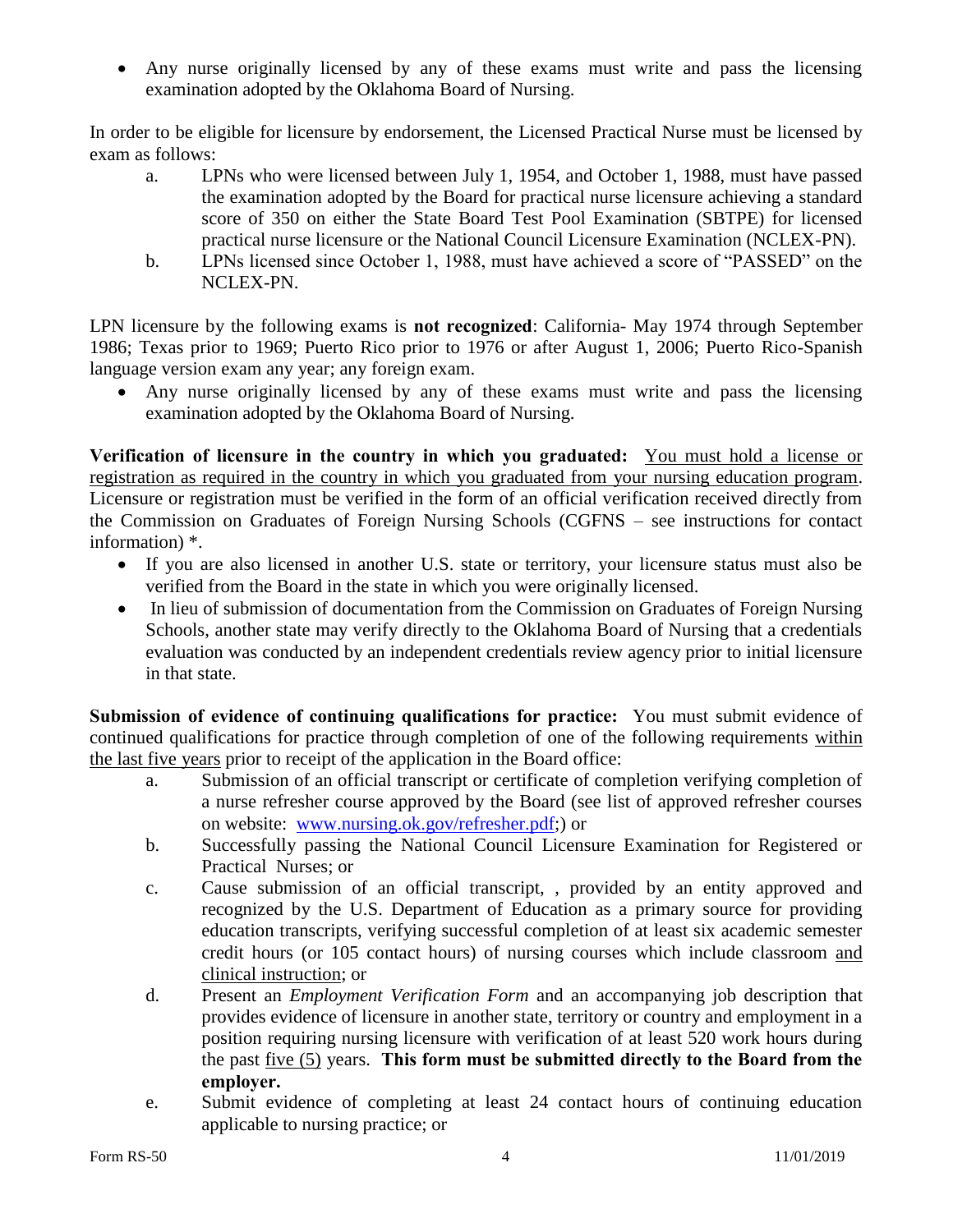- Any nurse originally licensed by any of these exams must write and pass the licensing examination adopted by the Oklahoma Board of Nursing.

In order to be eligible for licensure by endorsement, the Licensed Practical Nurse must be licensed by exam as follows:

a. LPNs who were licensed between July 1, 1954, and October 1, 1988, must have passed the examination adopted by the Board for practical nurse licensure achieving a standard score of 350 on either the State Board Test Pool Examination (SBTPE) for licensed practical nurse licensure or the National Council Licensure Examination (NCLEX-PN).

b. LPNs licensed since October 1, 1988, must have achieved a score of "PASSED" on the NCLEX-PN.

LPN licensure by the following exams is **not recognized**: California- May 1974 through September 1986; Texas prior to 1969; Puerto Rico prior to 1976 or after August 1, 2006; Puerto Rico-Spanish language version exam any year; any foreign exam.

- Any nurse originally licensed by any of these exams must write and pass the licensing examination adopted by the Oklahoma Board of Nursing.

**Verification of licensure in the country in which you graduated:** <u>You must hold a license or registration as required in the country in which you graduated from your nursing education program</u>. Licensure or registration must be verified in the form of an official verification received directly from the Commission on Graduates of Foreign Nursing Schools (CGFNS – see instructions for contact information) *.

- If you are also licensed in another U.S. state or territory, your licensure status must also be verified from the Board in the state in which you were originally licensed.
- In lieu of submission of documentation from the Commission on Graduates of Foreign Nursing Schools, another state may verify directly to the Oklahoma Board of Nursing that a credentials evaluation was conducted by an independent credentials review agency prior to initial licensure in that state.

**Submission of evidence of continuing qualifications for practice:** You must submit evidence of continued qualifications for practice through completion of one of the following requirements <u>within the last five years</u> prior to receipt of the application in the Board office:

a. Submission of an official transcript or certificate of completion verifying completion of a nurse refresher course approved by the Board (see list of approved refresher courses on website: www.nursing.ok.gov/refresher.pdf;) or

b. Successfully passing the National Council Licensure Examination for Registered or Practical Nurses; or

c. Cause submission of an official transcript, , provided by an entity approved and recognized by the U.S. Department of Education as a primary source for providing education transcripts, verifying successful completion of at least six academic semester credit hours (or 105 contact hours) of nursing courses which include classroom <u>and clinical instruction</u>; or

d. Present an *Employment Verification Form* and an accompanying job description that provides evidence of licensure in another state, territory or country and employment in a position requiring nursing licensure with verification of at least 520 work hours during the past <u>five (5)</u> years. **This form must be submitted directly to the Board from the employer.**

e. Submit evidence of completing at least 24 contact hours of continuing education applicable to nursing practice; or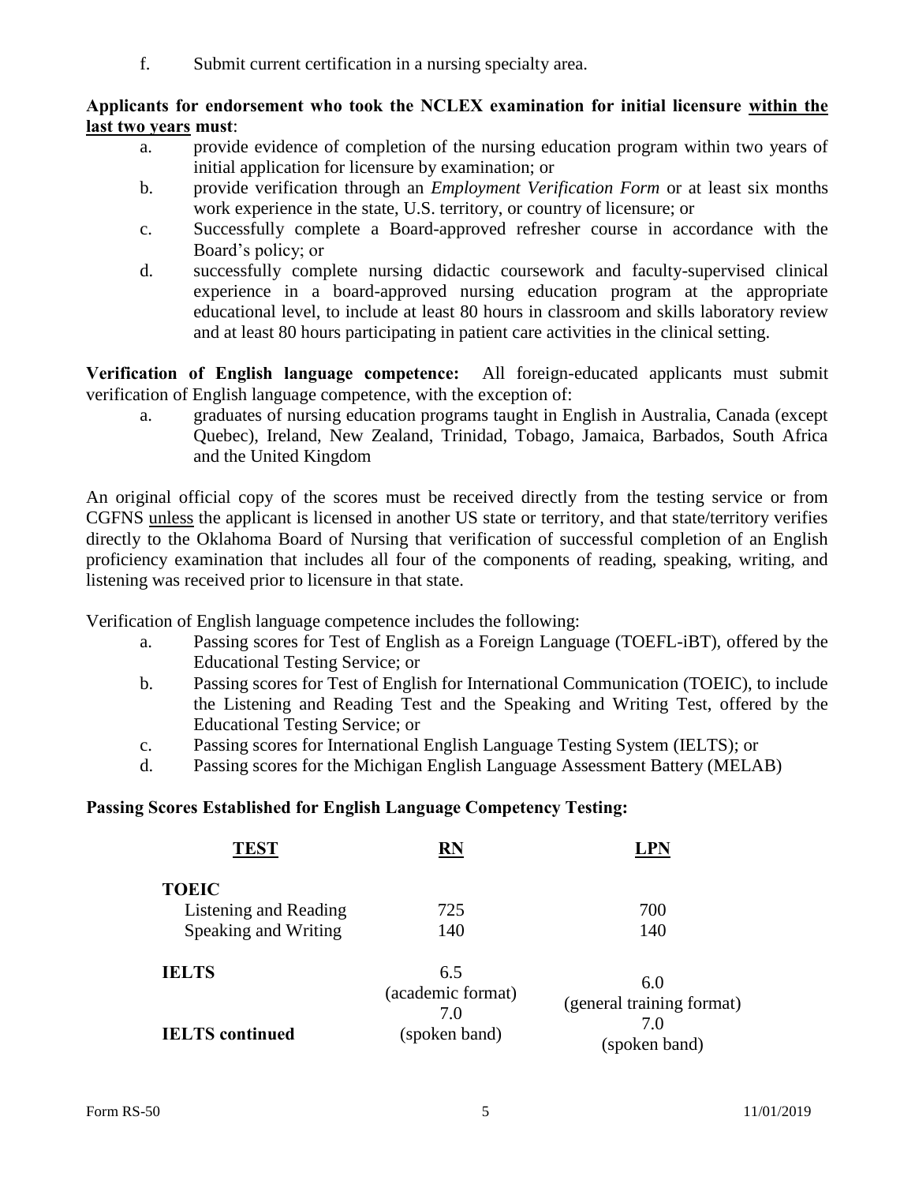f. Submit current certification in a nursing specialty area.

**Applicants for endorsement who took the NCLEX examination for initial licensure <u>within the last two years</u> must**:

a. provide evidence of completion of the nursing education program within two years of initial application for licensure by examination; or
b. provide verification through an *Employment Verification Form* or at least six months work experience in the state, U.S. territory, or country of licensure; or
c. Successfully complete a Board-approved refresher course in accordance with the Board's policy; or
d. successfully complete nursing didactic coursework and faculty-supervised clinical experience in a board-approved nursing education program at the appropriate educational level, to include at least 80 hours in classroom and skills laboratory review and at least 80 hours participating in patient care activities in the clinical setting.

**Verification of English language competence:** All foreign-educated applicants must submit verification of English language competence, with the exception of:

a. graduates of nursing education programs taught in English in Australia, Canada (except Quebec), Ireland, New Zealand, Trinidad, Tobago, Jamaica, Barbados, South Africa and the United Kingdom

An original official copy of the scores must be received directly from the testing service or from CGFNS <u>unless</u> the applicant is licensed in another US state or territory, and that state/territory verifies directly to the Oklahoma Board of Nursing that verification of successful completion of an English proficiency examination that includes all four of the components of reading, speaking, writing, and listening was received prior to licensure in that state.

Verification of English language competence includes the following:

a. Passing scores for Test of English as a Foreign Language (TOEFL-iBT), offered by the Educational Testing Service; or
b. Passing scores for Test of English for International Communication (TOEIC), to include the Listening and Reading Test and the Speaking and Writing Test, offered by the Educational Testing Service; or
c. Passing scores for International English Language Testing System (IELTS); or
d. Passing scores for the Michigan English Language Assessment Battery (MELAB)

**Passing Scores Established for English Language Competency Testing:**

| TEST | RN | LPN |
| --- | --- | --- |
| **TOEIC** | | |
| Listening and Reading | 725 | 700 |
| Speaking and Writing | 140 | 140 |
| **IELTS** | 6.5 (academic format) | 6.0 (general training format) |
| **IELTS continued** | 7.0 (spoken band) | 7.0 (spoken band) |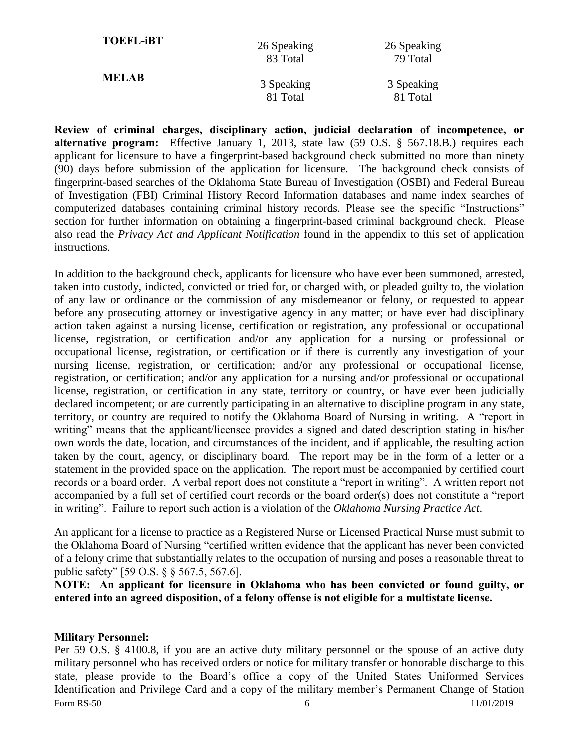| | | |
|---|---|---|
| **TOEFL-iBT** | 26 Speaking<br>83 Total | 26 Speaking<br>79 Total |
| **MELAB** | 3 Speaking<br>81 Total | 3 Speaking<br>81 Total |

**Review of criminal charges, disciplinary action, judicial declaration of incompetence, or alternative program:** Effective January 1, 2013, state law (59 O.S. § 567.18.B.) requires each applicant for licensure to have a fingerprint-based background check submitted no more than ninety (90) days before submission of the application for licensure. The background check consists of fingerprint-based searches of the Oklahoma State Bureau of Investigation (OSBI) and Federal Bureau of Investigation (FBI) Criminal History Record Information databases and name index searches of computerized databases containing criminal history records. Please see the specific "Instructions" section for further information on obtaining a fingerprint-based criminal background check. Please also read the *Privacy Act and Applicant Notification* found in the appendix to this set of application instructions.

In addition to the background check, applicants for licensure who have ever been summoned, arrested, taken into custody, indicted, convicted or tried for, or charged with, or pleaded guilty to, the violation of any law or ordinance or the commission of any misdemeanor or felony, or requested to appear before any prosecuting attorney or investigative agency in any matter; or have ever had disciplinary action taken against a nursing license, certification or registration, any professional or occupational license, registration, or certification and/or any application for a nursing or professional or occupational license, registration, or certification or if there is currently any investigation of your nursing license, registration, or certification; and/or any professional or occupational license, registration, or certification; and/or any application for a nursing and/or professional or occupational license, registration, or certification in any state, territory or country, or have ever been judicially declared incompetent; or are currently participating in an alternative to discipline program in any state, territory, or country are required to notify the Oklahoma Board of Nursing in writing. A "report in writing" means that the applicant/licensee provides a signed and dated description stating in his/her own words the date, location, and circumstances of the incident, and if applicable, the resulting action taken by the court, agency, or disciplinary board. The report may be in the form of a letter or a statement in the provided space on the application. The report must be accompanied by certified court records or a board order. A verbal report does not constitute a "report in writing". A written report not accompanied by a full set of certified court records or the board order(s) does not constitute a "report in writing". Failure to report such action is a violation of the *Oklahoma Nursing Practice Act*.

An applicant for a license to practice as a Registered Nurse or Licensed Practical Nurse must submit to the Oklahoma Board of Nursing "certified written evidence that the applicant has never been convicted of a felony crime that substantially relates to the occupation of nursing and poses a reasonable threat to public safety" [59 O.S. § § 567.5, 567.6].

**NOTE: An applicant for licensure in Oklahoma who has been convicted or found guilty, or entered into an agreed disposition, of a felony offense is not eligible for a multistate license.**

**Military Personnel:**

Per 59 O.S. § 4100.8, if you are an active duty military personnel or the spouse of an active duty military personnel who has received orders or notice for military transfer or honorable discharge to this state, please provide to the Board's office a copy of the United States Uniformed Services Identification and Privilege Card and a copy of the military member's Permanent Change of Station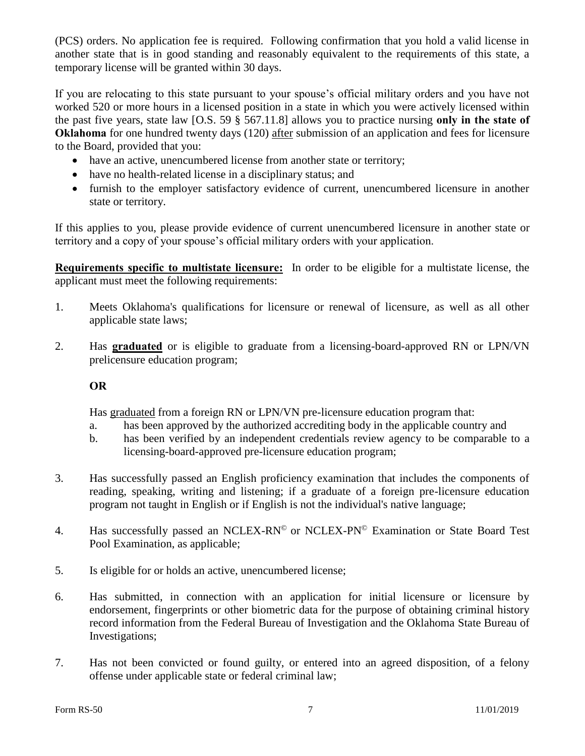(PCS) orders. No application fee is required. Following confirmation that you hold a valid license in another state that is in good standing and reasonably equivalent to the requirements of this state, a temporary license will be granted within 30 days.

If you are relocating to this state pursuant to your spouse's official military orders and you have not worked 520 or more hours in a licensed position in a state in which you were actively licensed within the past five years, state law [O.S. 59 § 567.11.8] allows you to practice nursing **only in the state of Oklahoma** for one hundred twenty days (120) after submission of an application and fees for licensure to the Board, provided that you:

- have an active, unencumbered license from another state or territory;
- have no health-related license in a disciplinary status; and
- furnish to the employer satisfactory evidence of current, unencumbered licensure in another state or territory.

If this applies to you, please provide evidence of current unencumbered licensure in another state or territory and a copy of your spouse's official military orders with your application.

**Requirements specific to multistate licensure:** In order to be eligible for a multistate license, the applicant must meet the following requirements:

1. Meets Oklahoma's qualifications for licensure or renewal of licensure, as well as all other applicable state laws;

2. Has **graduated** or is eligible to graduate from a licensing-board-approved RN or LPN/VN prelicensure education program;

   **OR**

   Has graduated from a foreign RN or LPN/VN pre-licensure education program that:
   a. has been approved by the authorized accrediting body in the applicable country and
   b. has been verified by an independent credentials review agency to be comparable to a licensing-board-approved pre-licensure education program;

3. Has successfully passed an English proficiency examination that includes the components of reading, speaking, writing and listening; if a graduate of a foreign pre-licensure education program not taught in English or if English is not the individual's native language;

4. Has successfully passed an NCLEX-RN© or NCLEX-PN© Examination or State Board Test Pool Examination, as applicable;

5. Is eligible for or holds an active, unencumbered license;

6. Has submitted, in connection with an application for initial licensure or licensure by endorsement, fingerprints or other biometric data for the purpose of obtaining criminal history record information from the Federal Bureau of Investigation and the Oklahoma State Bureau of Investigations;

7. Has not been convicted or found guilty, or entered into an agreed disposition, of a felony offense under applicable state or federal criminal law;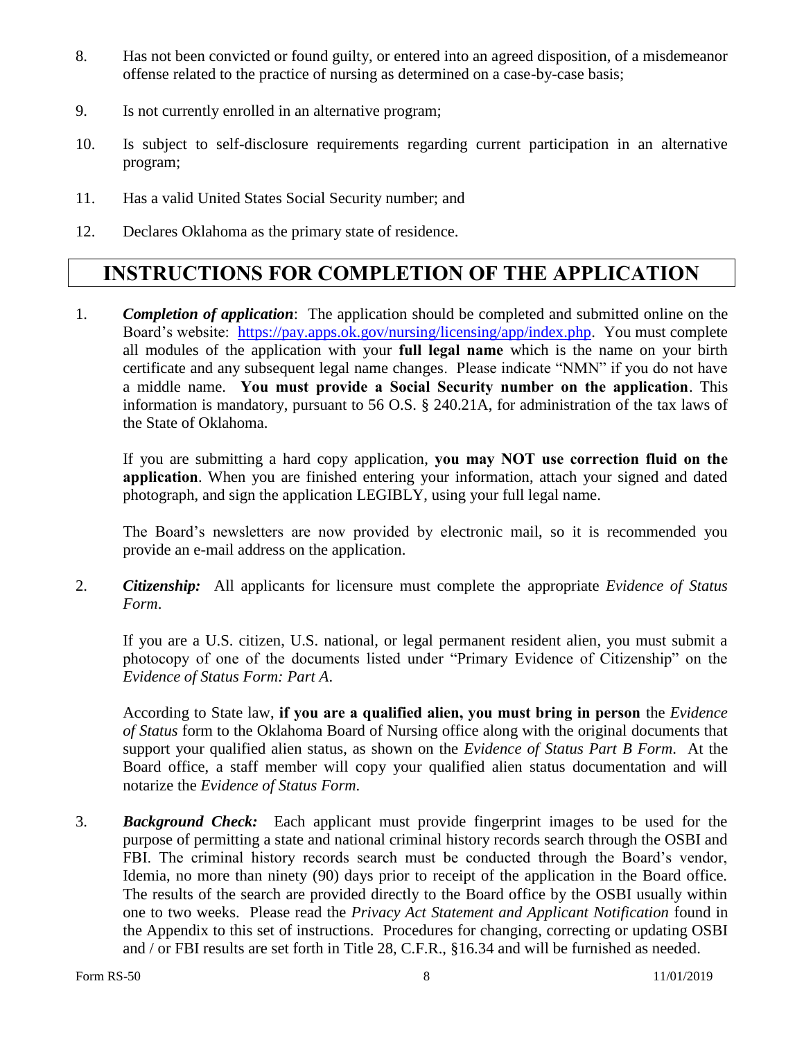8. Has not been convicted or found guilty, or entered into an agreed disposition, of a misdemeanor offense related to the practice of nursing as determined on a case-by-case basis;

9. Is not currently enrolled in an alternative program;

10. Is subject to self-disclosure requirements regarding current participation in an alternative program;

11. Has a valid United States Social Security number; and

12. Declares Oklahoma as the primary state of residence.

## INSTRUCTIONS FOR COMPLETION OF THE APPLICATION

1. ***Completion of application***: The application should be completed and submitted online on the Board's website: https://pay.apps.ok.gov/nursing/licensing/app/index.php. You must complete all modules of the application with your **full legal name** which is the name on your birth certificate and any subsequent legal name changes. Please indicate "NMN" if you do not have a middle name. **You must provide a Social Security number on the application**. This information is mandatory, pursuant to 56 O.S. § 240.21A, for administration of the tax laws of the State of Oklahoma.

   If you are submitting a hard copy application, **you may NOT use correction fluid on the application**. When you are finished entering your information, attach your signed and dated photograph, and sign the application LEGIBLY, using your full legal name.

   The Board's newsletters are now provided by electronic mail, so it is recommended you provide an e-mail address on the application.

2. ***Citizenship:*** All applicants for licensure must complete the appropriate *Evidence of Status Form*.

   If you are a U.S. citizen, U.S. national, or legal permanent resident alien, you must submit a photocopy of one of the documents listed under "Primary Evidence of Citizenship" on the *Evidence of Status Form: Part A.*

   According to State law, **if you are a qualified alien, you must bring in person** the *Evidence of Status* form to the Oklahoma Board of Nursing office along with the original documents that support your qualified alien status, as shown on the *Evidence of Status Part B Form.* At the Board office, a staff member will copy your qualified alien status documentation and will notarize the *Evidence of Status Form.*

3. ***Background Check:*** Each applicant must provide fingerprint images to be used for the purpose of permitting a state and national criminal history records search through the OSBI and FBI. The criminal history records search must be conducted through the Board's vendor, Idemia, no more than ninety (90) days prior to receipt of the application in the Board office. The results of the search are provided directly to the Board office by the OSBI usually within one to two weeks. Please read the *Privacy Act Statement and Applicant Notification* found in the Appendix to this set of instructions. Procedures for changing, correcting or updating OSBI and / or FBI results are set forth in Title 28, C.F.R., §16.34 and will be furnished as needed.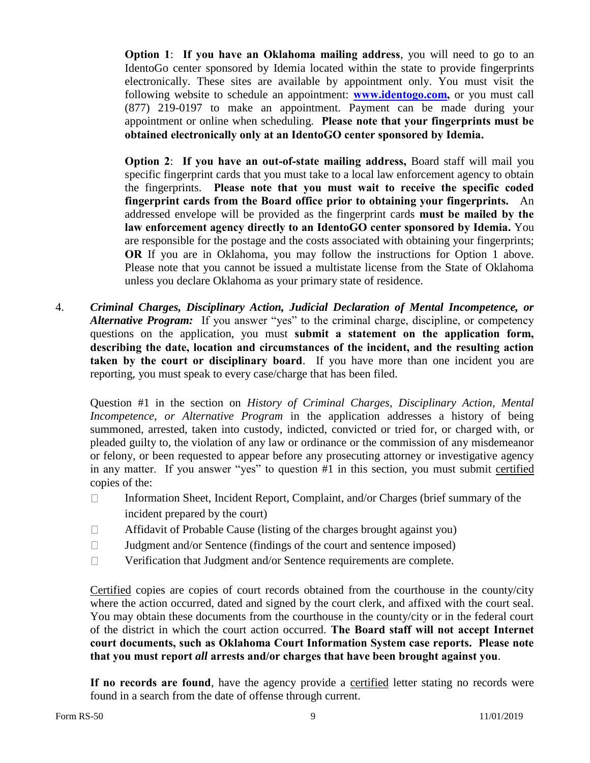**Option 1**: **If you have an Oklahoma mailing address**, you will need to go to an IdentoGo center sponsored by Idemia located within the state to provide fingerprints electronically. These sites are available by appointment only. You must visit the following website to schedule an appointment: **[www.identogo.com](http://www.identogo.com),** or you must call (877) 219-0197 to make an appointment. Payment can be made during your appointment or online when scheduling. **Please note that your fingerprints must be obtained electronically only at an IdentoGO center sponsored by Idemia.**

**Option 2**: **If you have an out-of-state mailing address,** Board staff will mail you specific fingerprint cards that you must take to a local law enforcement agency to obtain the fingerprints. **Please note that you must wait to receive the specific coded fingerprint cards from the Board office prior to obtaining your fingerprints.** An addressed envelope will be provided as the fingerprint cards **must be mailed by the law enforcement agency directly to an IdentoGO center sponsored by Idemia.** You are responsible for the postage and the costs associated with obtaining your fingerprints; **OR** If you are in Oklahoma, you may follow the instructions for Option 1 above. Please note that you cannot be issued a multistate license from the State of Oklahoma unless you declare Oklahoma as your primary state of residence.

4. ***Criminal Charges, Disciplinary Action, Judicial Declaration of Mental Incompetence, or Alternative Program:*** If you answer "yes" to the criminal charge, discipline, or competency questions on the application, you must **submit a statement on the application form, describing the date, location and circumstances of the incident, and the resulting action taken by the court or disciplinary board**. If you have more than one incident you are reporting, you must speak to every case/charge that has been filed.

   Question #1 in the section on *History of Criminal Charges, Disciplinary Action, Mental Incompetence, or Alternative Program* in the application addresses a history of being summoned, arrested, taken into custody, indicted, convicted or tried for, or charged with, or pleaded guilty to, the violation of any law or ordinance or the commission of any misdemeanor or felony, or been requested to appear before any prosecuting attorney or investigative agency in any matter. If you answer "yes" to question #1 in this section, you must submit certified copies of the:

   - Information Sheet, Incident Report, Complaint, and/or Charges (brief summary of the incident prepared by the court)
   - Affidavit of Probable Cause (listing of the charges brought against you)
   - Judgment and/or Sentence (findings of the court and sentence imposed)
   - Verification that Judgment and/or Sentence requirements are complete.

   Certified copies are copies of court records obtained from the courthouse in the county/city where the action occurred, dated and signed by the court clerk, and affixed with the court seal. You may obtain these documents from the courthouse in the county/city or in the federal court of the district in which the court action occurred. **The Board staff will not accept Internet court documents, such as Oklahoma Court Information System case reports. Please note that you must report *all* arrests and/or charges that have been brought against you**.

   **If no records are found**, have the agency provide a certified letter stating no records were found in a search from the date of offense through current.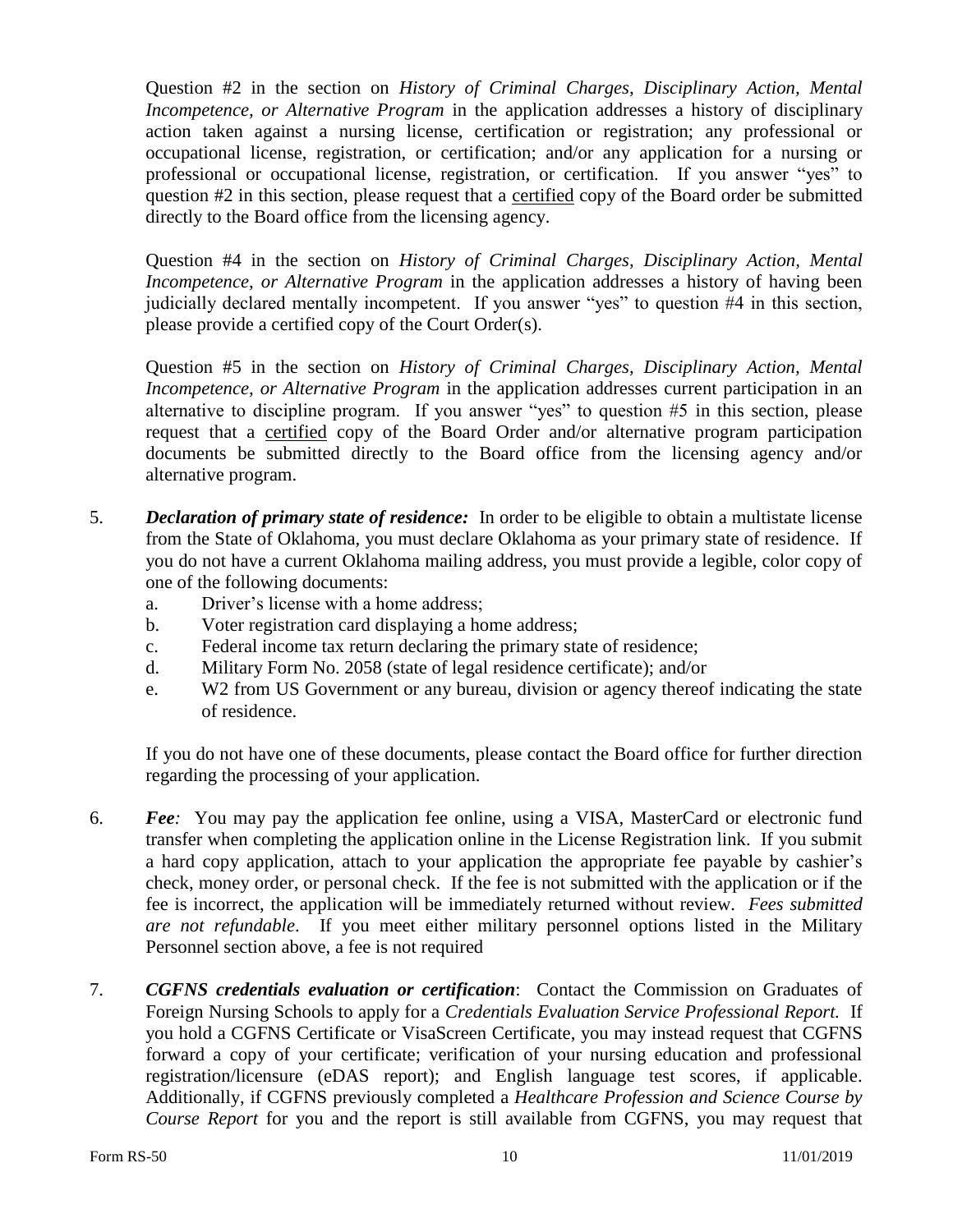Question #2 in the section on *History of Criminal Charges, Disciplinary Action, Mental Incompetence, or Alternative Program* in the application addresses a history of disciplinary action taken against a nursing license, certification or registration; any professional or occupational license, registration, or certification; and/or any application for a nursing or professional or occupational license, registration, or certification. If you answer "yes" to question #2 in this section, please request that a certified copy of the Board order be submitted directly to the Board office from the licensing agency.

Question #4 in the section on *History of Criminal Charges, Disciplinary Action, Mental Incompetence, or Alternative Program* in the application addresses a history of having been judicially declared mentally incompetent. If you answer "yes" to question #4 in this section, please provide a certified copy of the Court Order(s).

Question #5 in the section on *History of Criminal Charges, Disciplinary Action, Mental Incompetence, or Alternative Program* in the application addresses current participation in an alternative to discipline program. If you answer "yes" to question #5 in this section, please request that a certified copy of the Board Order and/or alternative program participation documents be submitted directly to the Board office from the licensing agency and/or alternative program.

5. ***Declaration of primary state of residence:*** In order to be eligible to obtain a multistate license from the State of Oklahoma, you must declare Oklahoma as your primary state of residence. If you do not have a current Oklahoma mailing address, you must provide a legible, color copy of one of the following documents:
   a. Driver's license with a home address;
   b. Voter registration card displaying a home address;
   c. Federal income tax return declaring the primary state of residence;
   d. Military Form No. 2058 (state of legal residence certificate); and/or
   e. W2 from US Government or any bureau, division or agency thereof indicating the state of residence.

   If you do not have one of these documents, please contact the Board office for further direction regarding the processing of your application.

6. ***Fee:*** You may pay the application fee online, using a VISA, MasterCard or electronic fund transfer when completing the application online in the License Registration link. If you submit a hard copy application, attach to your application the appropriate fee payable by cashier's check, money order, or personal check. If the fee is not submitted with the application or if the fee is incorrect, the application will be immediately returned without review. *Fees submitted are not refundable.* If you meet either military personnel options listed in the Military Personnel section above, a fee is not required

7. ***CGFNS credentials evaluation or certification***: Contact the Commission on Graduates of Foreign Nursing Schools to apply for a *Credentials Evaluation Service Professional Report.* If you hold a CGFNS Certificate or VisaScreen Certificate, you may instead request that CGFNS forward a copy of your certificate; verification of your nursing education and professional registration/licensure (eDAS report); and English language test scores, if applicable. Additionally, if CGFNS previously completed a *Healthcare Profession and Science Course by Course Report* for you and the report is still available from CGFNS, you may request that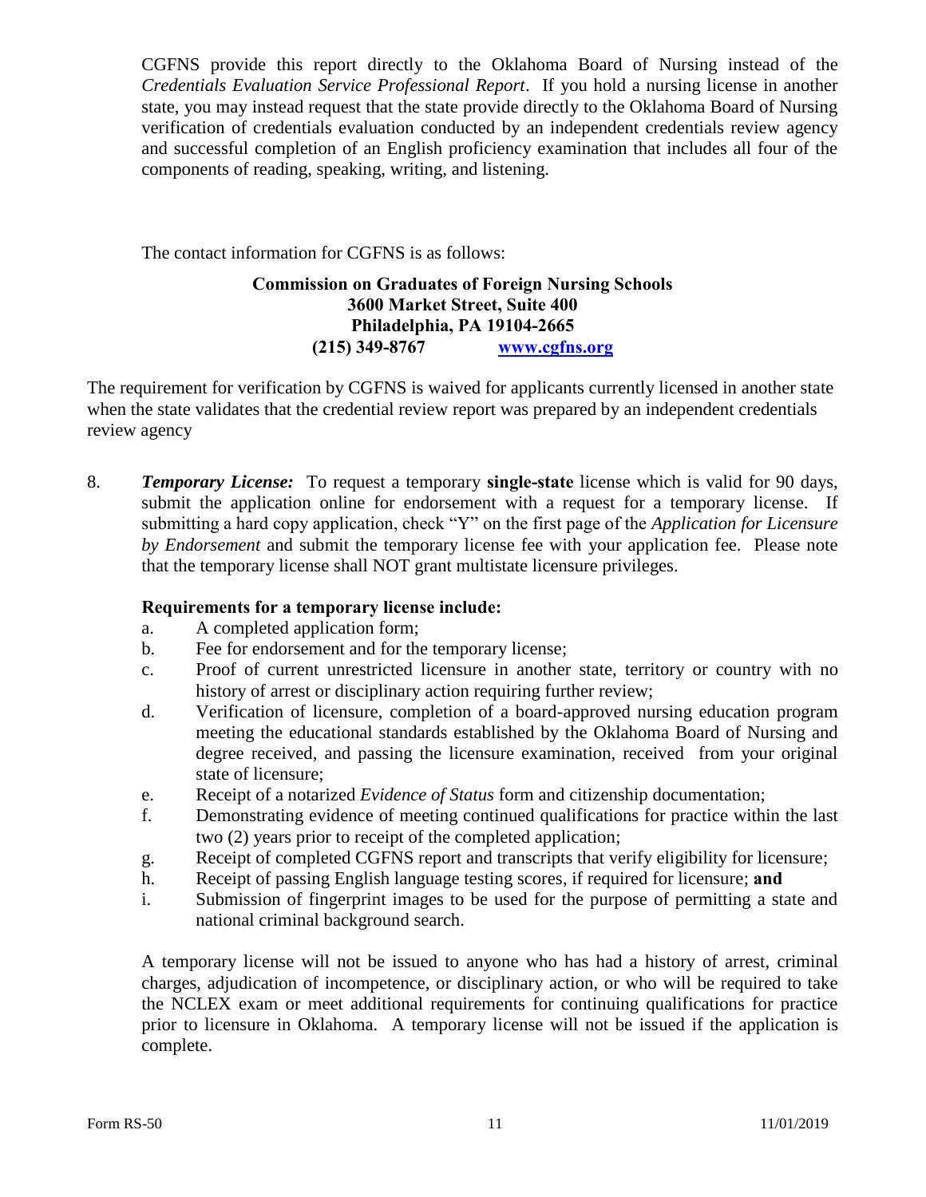CGFNS provide this report directly to the Oklahoma Board of Nursing instead of the *Credentials Evaluation Service Professional Report*. If you hold a nursing license in another state, you may instead request that the state provide directly to the Oklahoma Board of Nursing verification of credentials evaluation conducted by an independent credentials review agency and successful completion of an English proficiency examination that includes all four of the components of reading, speaking, writing, and listening.

The contact information for CGFNS is as follows:

**Commission on Graduates of Foreign Nursing Schools**
**3600 Market Street, Suite 400**
**Philadelphia, PA 19104-2665**
**(215) 349-8767** [**www.cgfns.org**](http://www.cgfns.org)

The requirement for verification by CGFNS is waived for applicants currently licensed in another state when the state validates that the credential review report was prepared by an independent credentials review agency

8. ***Temporary License:*** To request a temporary **single-state** license which is valid for 90 days, submit the application online for endorsement with a request for a temporary license. If submitting a hard copy application, check "Y" on the first page of the *Application for Licensure by Endorsement* and submit the temporary license fee with your application fee. Please note that the temporary license shall NOT grant multistate licensure privileges.

   **Requirements for a temporary license include:**

   a. A completed application form;
   b. Fee for endorsement and for the temporary license;
   c. Proof of current unrestricted licensure in another state, territory or country with no history of arrest or disciplinary action requiring further review;
   d. Verification of licensure, completion of a board-approved nursing education program meeting the educational standards established by the Oklahoma Board of Nursing and degree received, and passing the licensure examination, received from your original state of licensure;
   e. Receipt of a notarized *Evidence of Status* form and citizenship documentation;
   f. Demonstrating evidence of meeting continued qualifications for practice within the last two (2) years prior to receipt of the completed application;
   g. Receipt of completed CGFNS report and transcripts that verify eligibility for licensure;
   h. Receipt of passing English language testing scores, if required for licensure; **and**
   i. Submission of fingerprint images to be used for the purpose of permitting a state and national criminal background search.

   A temporary license will not be issued to anyone who has had a history of arrest, criminal charges, adjudication of incompetence, or disciplinary action, or who will be required to take the NCLEX exam or meet additional requirements for continuing qualifications for practice prior to licensure in Oklahoma. A temporary license will not be issued if the application is complete.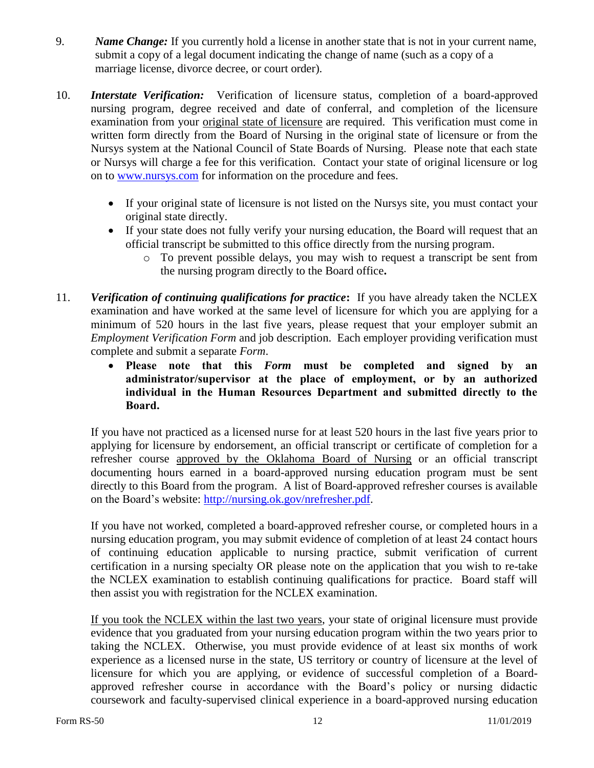9. ***Name Change:*** If you currently hold a license in another state that is not in your current name, submit a copy of a legal document indicating the change of name (such as a copy of a marriage license, divorce decree, or court order).

10. ***Interstate Verification:*** Verification of licensure status, completion of a board-approved nursing program, degree received and date of conferral, and completion of the licensure examination from your original state of licensure are required. This verification must come in written form directly from the Board of Nursing in the original state of licensure or from the Nursys system at the National Council of State Boards of Nursing. Please note that each state or Nursys will charge a fee for this verification. Contact your state of original licensure or log on to www.nursys.com for information on the procedure and fees.

    - If your original state of licensure is not listed on the Nursys site, you must contact your original state directly.
    - If your state does not fully verify your nursing education, the Board will request that an official transcript be submitted to this office directly from the nursing program.
        - To prevent possible delays, you may wish to request a transcript be sent from the nursing program directly to the Board office**.**

11. ***Verification of continuing qualifications for practice*****:** If you have already taken the NCLEX examination and have worked at the same level of licensure for which you are applying for a minimum of 520 hours in the last five years, please request that your employer submit an *Employment Verification Form* and job description. Each employer providing verification must complete and submit a separate *Form*.

    - **Please note that this *Form* must be completed and signed by an administrator/supervisor at the place of employment, or by an authorized individual in the Human Resources Department and submitted directly to the Board.**

    If you have not practiced as a licensed nurse for at least 520 hours in the last five years prior to applying for licensure by endorsement, an official transcript or certificate of completion for a refresher course approved by the Oklahoma Board of Nursing or an official transcript documenting hours earned in a board-approved nursing education program must be sent directly to this Board from the program. A list of Board-approved refresher courses is available on the Board's website: http://nursing.ok.gov/nrefresher.pdf.

    If you have not worked, completed a board-approved refresher course, or completed hours in a nursing education program, you may submit evidence of completion of at least 24 contact hours of continuing education applicable to nursing practice, submit verification of current certification in a nursing specialty OR please note on the application that you wish to re-take the NCLEX examination to establish continuing qualifications for practice. Board staff will then assist you with registration for the NCLEX examination.

    If you took the NCLEX within the last two years, your state of original licensure must provide evidence that you graduated from your nursing education program within the two years prior to taking the NCLEX. Otherwise, you must provide evidence of at least six months of work experience as a licensed nurse in the state, US territory or country of licensure at the level of licensure for which you are applying, or evidence of successful completion of a Board-approved refresher course in accordance with the Board's policy or nursing didactic coursework and faculty-supervised clinical experience in a board-approved nursing education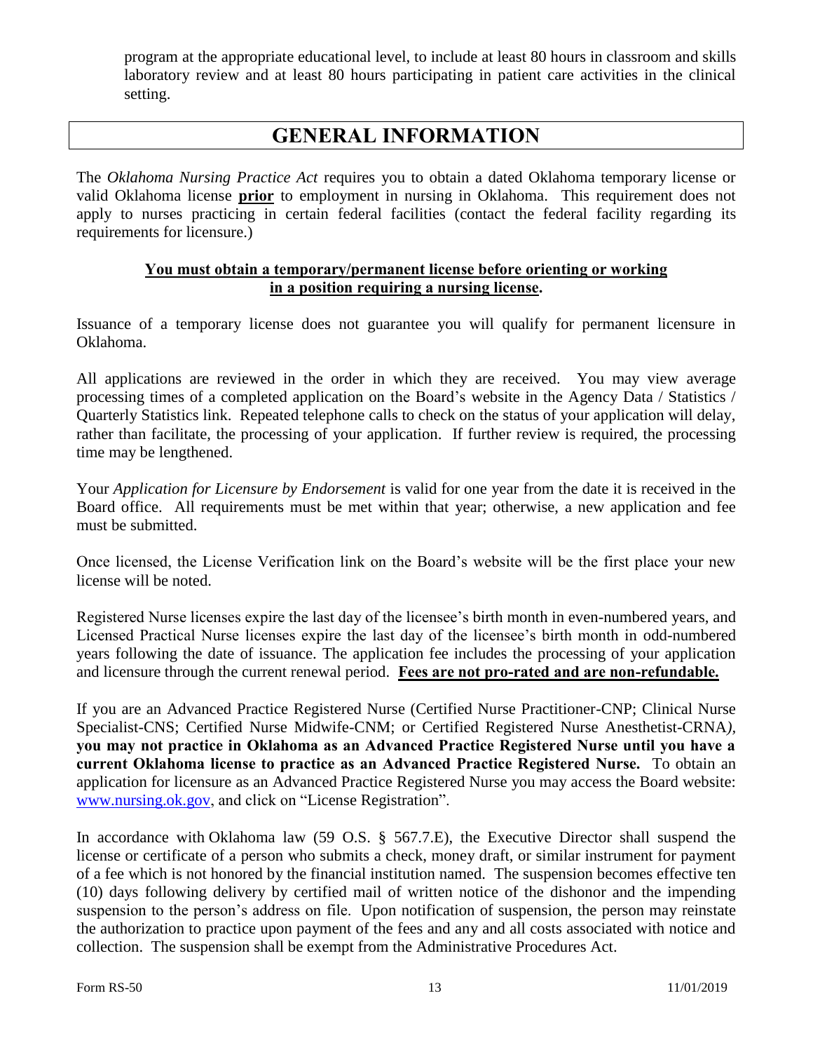program at the appropriate educational level, to include at least 80 hours in classroom and skills laboratory review and at least 80 hours participating in patient care activities in the clinical setting.

# GENERAL INFORMATION

The *Oklahoma Nursing Practice Act* requires you to obtain a dated Oklahoma temporary license or valid Oklahoma license **prior** to employment in nursing in Oklahoma. This requirement does not apply to nurses practicing in certain federal facilities (contact the federal facility regarding its requirements for licensure.)

**You must obtain a temporary/permanent license before orienting or working in a position requiring a nursing license.**

Issuance of a temporary license does not guarantee you will qualify for permanent licensure in Oklahoma.

All applications are reviewed in the order in which they are received. You may view average processing times of a completed application on the Board's website in the Agency Data / Statistics / Quarterly Statistics link. Repeated telephone calls to check on the status of your application will delay, rather than facilitate, the processing of your application. If further review is required, the processing time may be lengthened.

Your *Application for Licensure by Endorsement* is valid for one year from the date it is received in the Board office. All requirements must be met within that year; otherwise, a new application and fee must be submitted.

Once licensed, the License Verification link on the Board's website will be the first place your new license will be noted.

Registered Nurse licenses expire the last day of the licensee's birth month in even-numbered years, and Licensed Practical Nurse licenses expire the last day of the licensee's birth month in odd-numbered years following the date of issuance. The application fee includes the processing of your application and licensure through the current renewal period. **Fees are not pro-rated and are non-refundable.**

If you are an Advanced Practice Registered Nurse (Certified Nurse Practitioner-CNP; Clinical Nurse Specialist-CNS; Certified Nurse Midwife-CNM; or Certified Registered Nurse Anesthetist-CRNA), **you may not practice in Oklahoma as an Advanced Practice Registered Nurse until you have a current Oklahoma license to practice as an Advanced Practice Registered Nurse.** To obtain an application for licensure as an Advanced Practice Registered Nurse you may access the Board website: www.nursing.ok.gov, and click on "License Registration".

In accordance with Oklahoma law (59 O.S. § 567.7.E), the Executive Director shall suspend the license or certificate of a person who submits a check, money draft, or similar instrument for payment of a fee which is not honored by the financial institution named. The suspension becomes effective ten (10) days following delivery by certified mail of written notice of the dishonor and the impending suspension to the person's address on file. Upon notification of suspension, the person may reinstate the authorization to practice upon payment of the fees and any and all costs associated with notice and collection. The suspension shall be exempt from the Administrative Procedures Act.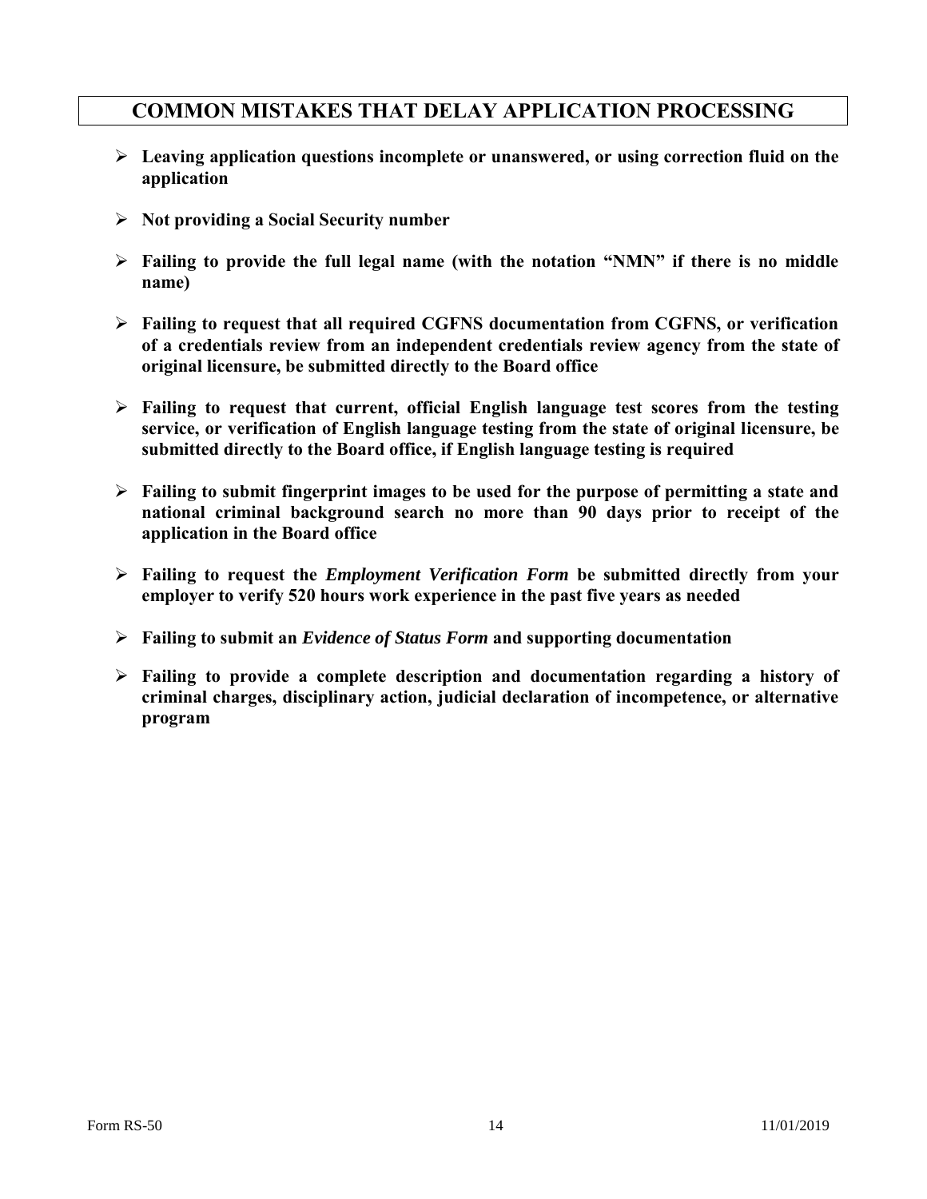# COMMON MISTAKES THAT DELAY APPLICATION PROCESSING

- **Leaving application questions incomplete or unanswered, or using correction fluid on the application**
- **Not providing a Social Security number**
- **Failing to provide the full legal name (with the notation "NMN" if there is no middle name)**
- **Failing to request that all required CGFNS documentation from CGFNS, or verification of a credentials review from an independent credentials review agency from the state of original licensure, be submitted directly to the Board office**
- **Failing to request that current, official English language test scores from the testing service, or verification of English language testing from the state of original licensure, be submitted directly to the Board office, if English language testing is required**
- **Failing to submit fingerprint images to be used for the purpose of permitting a state and national criminal background search no more than 90 days prior to receipt of the application in the Board office**
- **Failing to request the *Employment Verification Form* be submitted directly from your employer to verify 520 hours work experience in the past five years as needed**
- **Failing to submit an *Evidence of Status Form* and supporting documentation**
- **Failing to provide a complete description and documentation regarding a history of criminal charges, disciplinary action, judicial declaration of incompetence, or alternative program**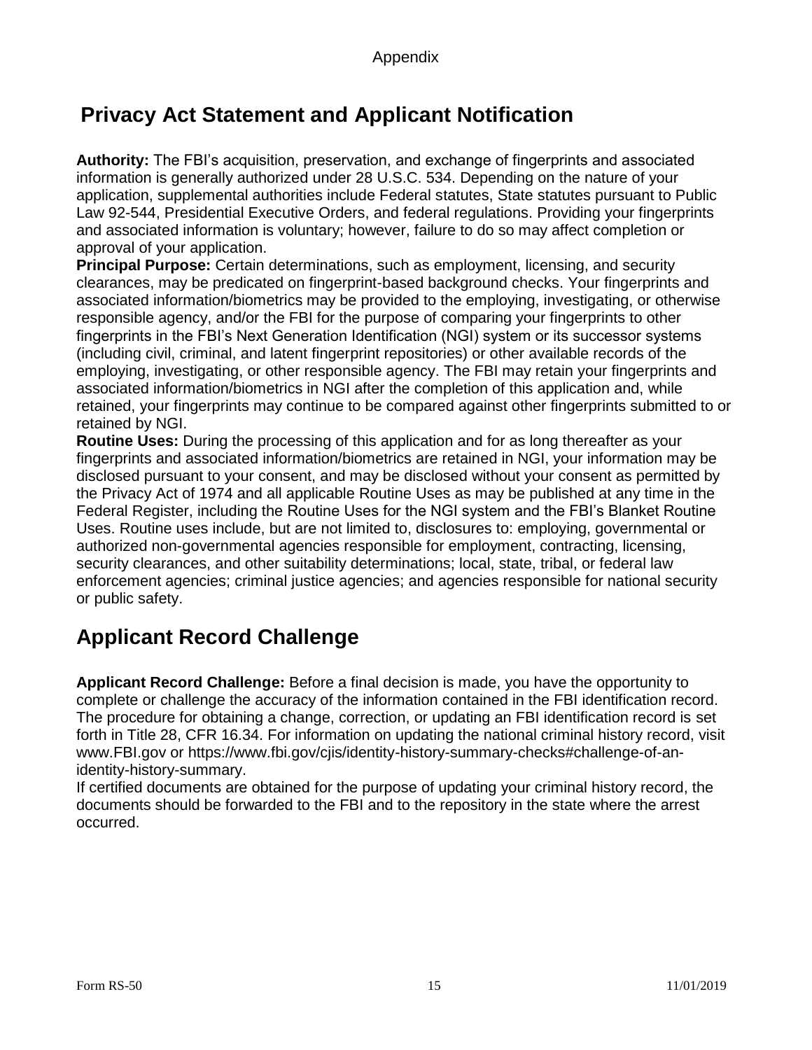# Privacy Act Statement and Applicant Notification

**Authority:** The FBI's acquisition, preservation, and exchange of fingerprints and associated information is generally authorized under 28 U.S.C. 534. Depending on the nature of your application, supplemental authorities include Federal statutes, State statutes pursuant to Public Law 92-544, Presidential Executive Orders, and federal regulations. Providing your fingerprints and associated information is voluntary; however, failure to do so may affect completion or approval of your application.

**Principal Purpose:** Certain determinations, such as employment, licensing, and security clearances, may be predicated on fingerprint-based background checks. Your fingerprints and associated information/biometrics may be provided to the employing, investigating, or otherwise responsible agency, and/or the FBI for the purpose of comparing your fingerprints to other fingerprints in the FBI's Next Generation Identification (NGI) system or its successor systems (including civil, criminal, and latent fingerprint repositories) or other available records of the employing, investigating, or other responsible agency. The FBI may retain your fingerprints and associated information/biometrics in NGI after the completion of this application and, while retained, your fingerprints may continue to be compared against other fingerprints submitted to or retained by NGI.

**Routine Uses:** During the processing of this application and for as long thereafter as your fingerprints and associated information/biometrics are retained in NGI, your information may be disclosed pursuant to your consent, and may be disclosed without your consent as permitted by the Privacy Act of 1974 and all applicable Routine Uses as may be published at any time in the Federal Register, including the Routine Uses for the NGI system and the FBI's Blanket Routine Uses. Routine uses include, but are not limited to, disclosures to: employing, governmental or authorized non-governmental agencies responsible for employment, contracting, licensing, security clearances, and other suitability determinations; local, state, tribal, or federal law enforcement agencies; criminal justice agencies; and agencies responsible for national security or public safety.

# Applicant Record Challenge

**Applicant Record Challenge:** Before a final decision is made, you have the opportunity to complete or challenge the accuracy of the information contained in the FBI identification record. The procedure for obtaining a change, correction, or updating an FBI identification record is set forth in Title 28, CFR 16.34. For information on updating the national criminal history record, visit www.FBI.gov or https://www.fbi.gov/cjis/identity-history-summary-checks#challenge-of-an-identity-history-summary.

If certified documents are obtained for the purpose of updating your criminal history record, the documents should be forwarded to the FBI and to the repository in the state where the arrest occurred.